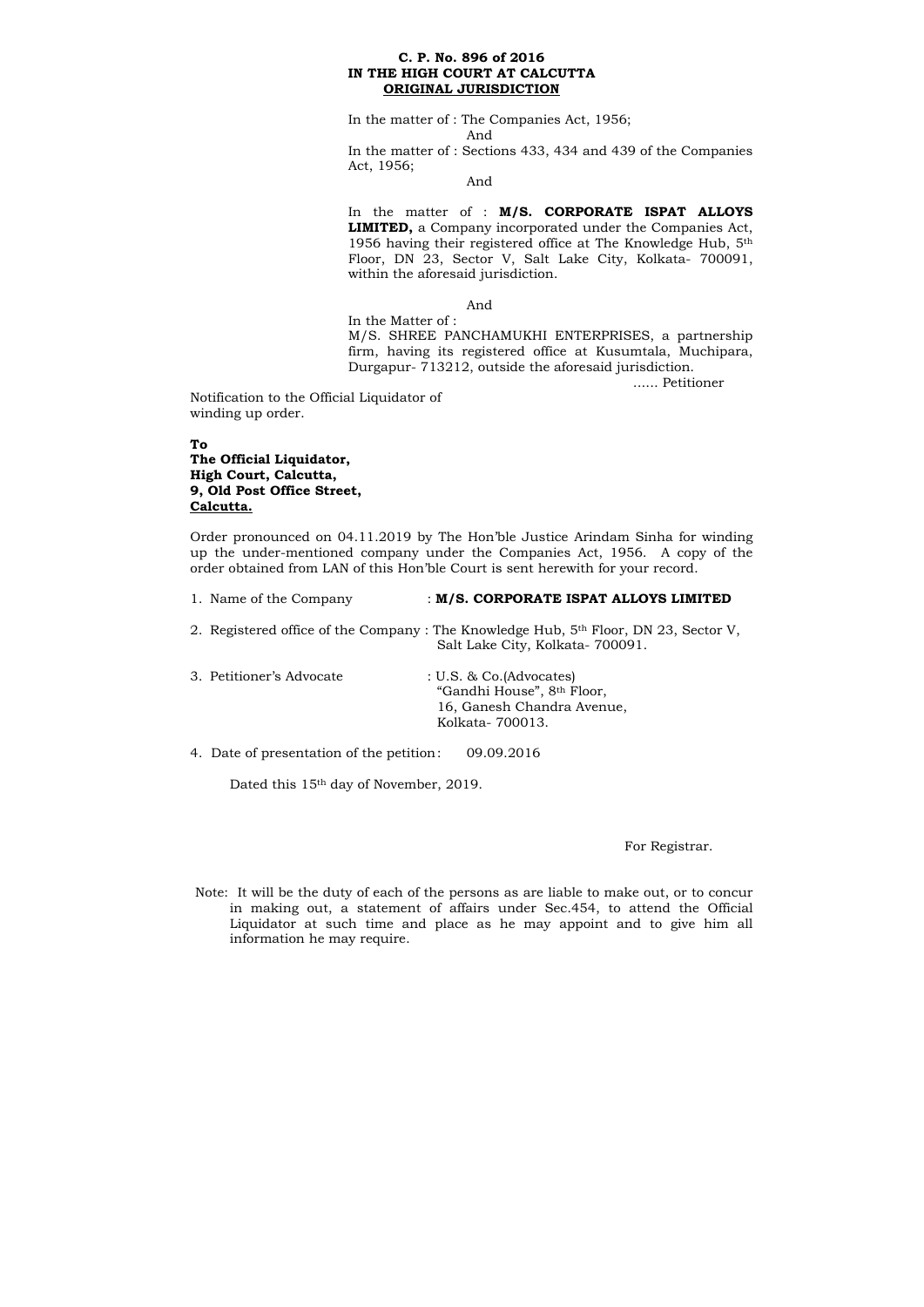**C. P. No. 896 of 2016**
**IN THE HIGH COURT AT CALCUTTA**
**ORIGINAL JURISDICTION**

In the matter of : The Companies Act, 1956;

And

In the matter of : Sections 433, 434 and 439 of the Companies Act, 1956;

And

In the matter of : **M/S. CORPORATE ISPAT ALLOYS LIMITED,** a Company incorporated under the Companies Act, 1956 having their registered office at The Knowledge Hub, 5th Floor, DN 23, Sector V, Salt Lake City, Kolkata- 700091, within the aforesaid jurisdiction.

And

In the Matter of :
M/S. SHREE PANCHAMUKHI ENTERPRISES, a partnership firm, having its registered office at Kusumtala, Muchipara, Durgapur- 713212, outside the aforesaid jurisdiction.

...... Petitioner

Notification to the Official Liquidator of winding up order.

**To**
**The Official Liquidator,**
**High Court, Calcutta,**
**9, Old Post Office Street,**
**Calcutta.**

Order pronounced on 04.11.2019 by The Hon'ble Justice Arindam Sinha for winding up the under-mentioned company under the Companies Act, 1956. A copy of the order obtained from LAN of this Hon'ble Court is sent herewith for your record.

1. Name of the Company : **M/S. CORPORATE ISPAT ALLOYS LIMITED**
2. Registered office of the Company : The Knowledge Hub, 5th Floor, DN 23, Sector V, Salt Lake City, Kolkata- 700091.
3. Petitioner's Advocate : U.S. & Co.(Advocates)
   "Gandhi House", 8th Floor,
   16, Ganesh Chandra Avenue,
   Kolkata- 700013.
4. Date of presentation of the petition : 09.09.2016

Dated this 15th day of November, 2019.

For Registrar.

Note: It will be the duty of each of the persons as are liable to make out, or to concur in making out, a statement of affairs under Sec.454, to attend the Official Liquidator at such time and place as he may appoint and to give him all information he may require.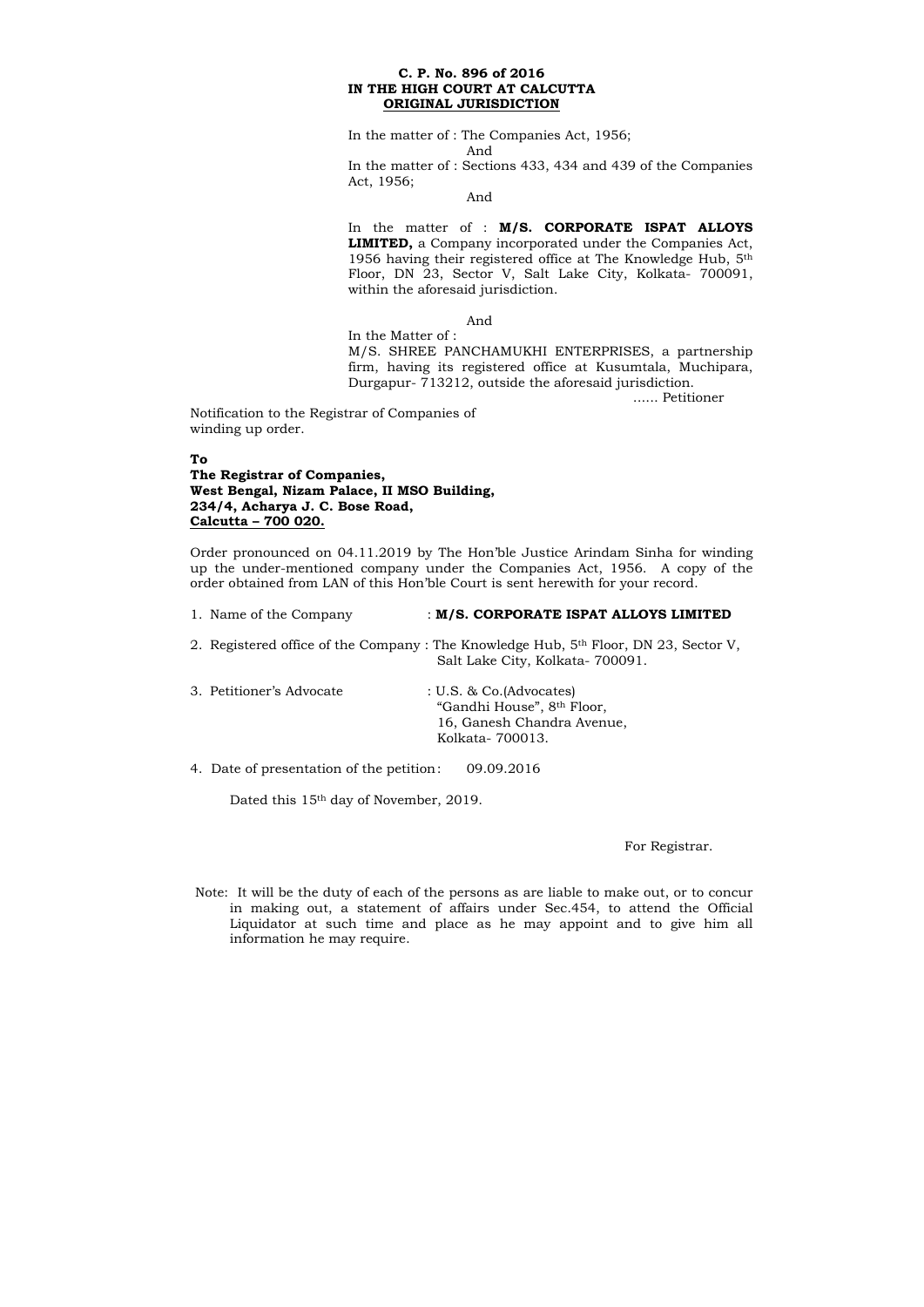**C. P. No. 896 of 2016**
**IN THE HIGH COURT AT CALCUTTA**
**ORIGINAL JURISDICTION**

In the matter of : The Companies Act, 1956;

And

In the matter of : Sections 433, 434 and 439 of the Companies Act, 1956;

And

In the matter of : **M/S. CORPORATE ISPAT ALLOYS LIMITED,** a Company incorporated under the Companies Act, 1956 having their registered office at The Knowledge Hub, 5th Floor, DN 23, Sector V, Salt Lake City, Kolkata- 700091, within the aforesaid jurisdiction.

And

In the Matter of :
M/S. SHREE PANCHAMUKHI ENTERPRISES, a partnership firm, having its registered office at Kusumtala, Muchipara, Durgapur- 713212, outside the aforesaid jurisdiction.

...... Petitioner

Notification to the Registrar of Companies of winding up order.

**To**
**The Registrar of Companies,**
**West Bengal, Nizam Palace, II MSO Building,**
**234/4, Acharya J. C. Bose Road,**
**Calcutta – 700 020.**

Order pronounced on 04.11.2019 by The Hon'ble Justice Arindam Sinha for winding up the under-mentioned company under the Companies Act, 1956. A copy of the order obtained from LAN of this Hon'ble Court is sent herewith for your record.

1. Name of the Company : **M/S. CORPORATE ISPAT ALLOYS LIMITED**
2. Registered office of the Company : The Knowledge Hub, 5th Floor, DN 23, Sector V, Salt Lake City, Kolkata- 700091.
3. Petitioner's Advocate : U.S. & Co.(Advocates)
   "Gandhi House", 8th Floor,
   16, Ganesh Chandra Avenue,
   Kolkata- 700013.
4. Date of presentation of the petition : 09.09.2016

Dated this 15th day of November, 2019.

For Registrar.

Note: It will be the duty of each of the persons as are liable to make out, or to concur in making out, a statement of affairs under Sec.454, to attend the Official Liquidator at such time and place as he may appoint and to give him all information he may require.